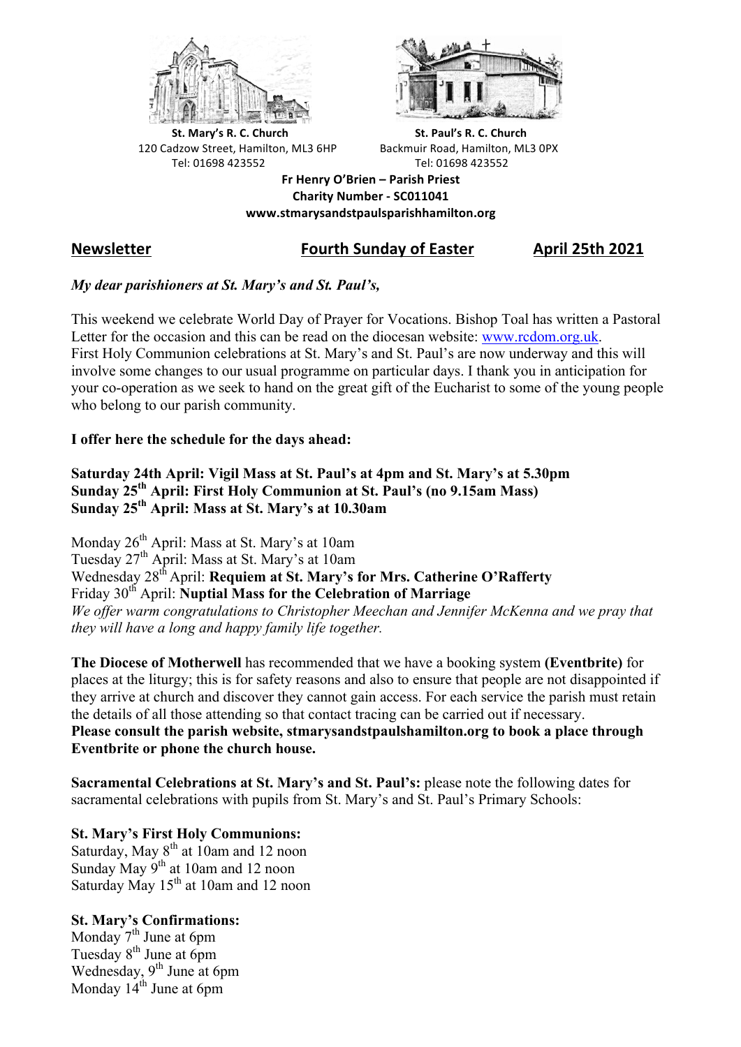**St. Mary's R. C. Church**
120 Cadzow Street, Hamilton, ML3 6HP
Tel: 01698 423552

**St. Paul's R. C. Church**
Backmuir Road, Hamilton, ML3 0PX
Tel: 01698 423552

**Fr Henry O'Brien – Parish Priest**
**Charity Number - SC011041**
**www.stmarysandstpaulsparishhamilton.org**

## Newsletter — Fourth Sunday of Easter — April 25th 2021

*My dear parishioners at St. Mary's and St. Paul's,*

This weekend we celebrate World Day of Prayer for Vocations. Bishop Toal has written a Pastoral Letter for the occasion and this can be read on the diocesan website: www.rcdom.org.uk.
First Holy Communion celebrations at St. Mary's and St. Paul's are now underway and this will involve some changes to our usual programme on particular days. I thank you in anticipation for your co-operation as we seek to hand on the great gift of the Eucharist to some of the young people who belong to our parish community.

**I offer here the schedule for the days ahead:**

**Saturday 24th April: Vigil Mass at St. Paul's at 4pm and St. Mary's at 5.30pm**
**Sunday 25th April: First Holy Communion at St. Paul's (no 9.15am Mass)**
**Sunday 25th April: Mass at St. Mary's at 10.30am**

Monday 26th April: Mass at St. Mary's at 10am
Tuesday 27th April: Mass at St. Mary's at 10am
Wednesday 28th April: **Requiem at St. Mary's for Mrs. Catherine O'Rafferty**
Friday 30th April: **Nuptial Mass for the Celebration of Marriage**
*We offer warm congratulations to Christopher Meechan and Jennifer McKenna and we pray that they will have a long and happy family life together.*

**The Diocese of Motherwell** has recommended that we have a booking system **(Eventbrite)** for places at the liturgy; this is for safety reasons and also to ensure that people are not disappointed if they arrive at church and discover they cannot gain access. For each service the parish must retain the details of all those attending so that contact tracing can be carried out if necessary.
**Please consult the parish website, stmarysandstpaulshamilton.org to book a place through Eventbrite or phone the church house.**

**Sacramental Celebrations at St. Mary's and St. Paul's:** please note the following dates for sacramental celebrations with pupils from St. Mary's and St. Paul's Primary Schools:

**St. Mary's First Holy Communions:**
Saturday, May 8th at 10am and 12 noon
Sunday May 9th at 10am and 12 noon
Saturday May 15th at 10am and 12 noon

**St. Mary's Confirmations:**
Monday 7th June at 6pm
Tuesday 8th June at 6pm
Wednesday, 9th June at 6pm
Monday 14th June at 6pm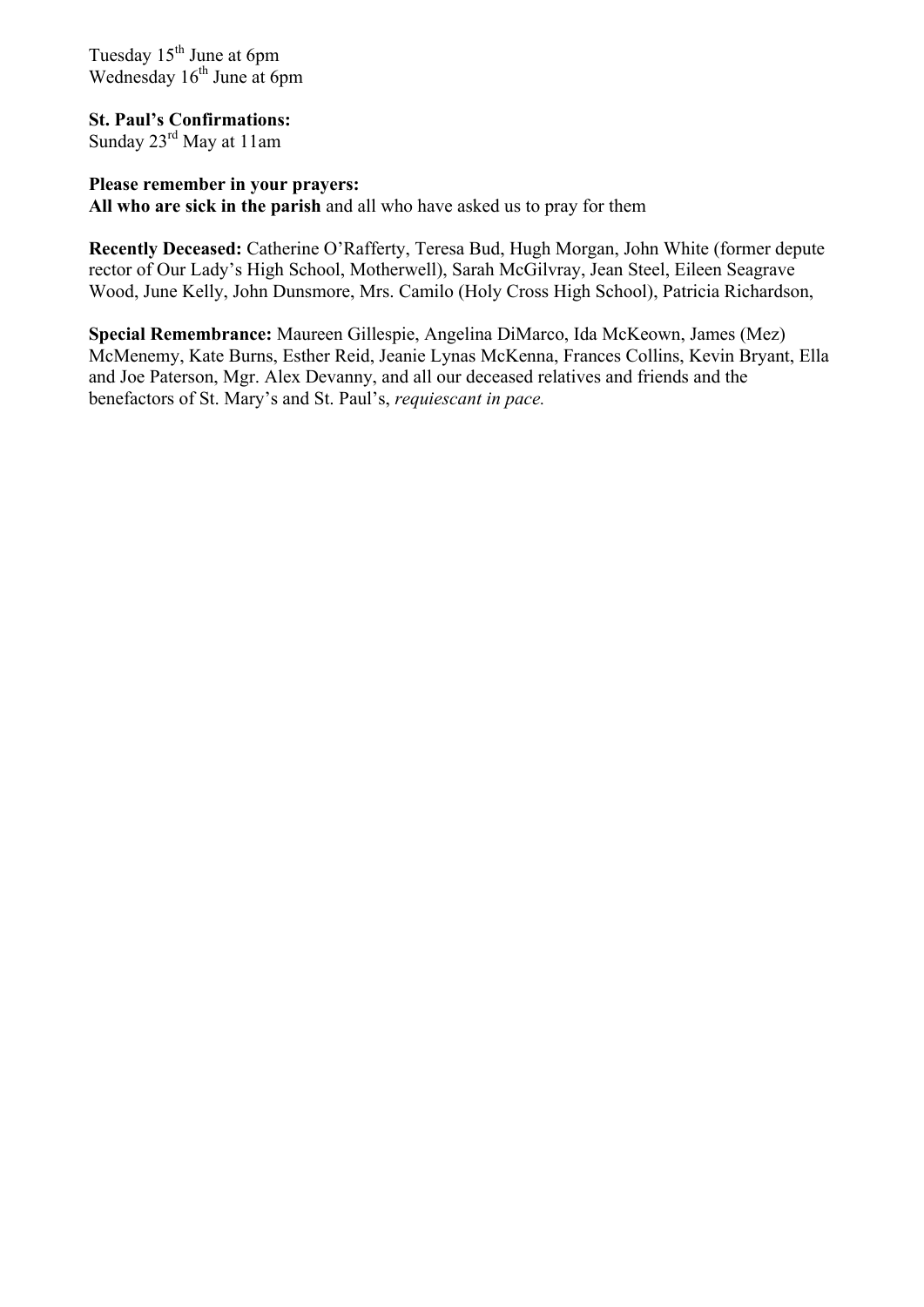Tuesday 15th June at 6pm
Wednesday 16th June at 6pm

**St. Paul's Confirmations:**
Sunday 23rd May at 11am

**Please remember in your prayers:**
**All who are sick in the parish** and all who have asked us to pray for them

**Recently Deceased:** Catherine O'Rafferty, Teresa Bud, Hugh Morgan, John White (former depute rector of Our Lady's High School, Motherwell), Sarah McGilvray, Jean Steel, Eileen Seagrave Wood, June Kelly, John Dunsmore, Mrs. Camilo (Holy Cross High School), Patricia Richardson,

**Special Remembrance:** Maureen Gillespie, Angelina DiMarco, Ida McKeown, James (Mez) McMenemy, Kate Burns, Esther Reid, Jeanie Lynas McKenna, Frances Collins, Kevin Bryant, Ella and Joe Paterson, Mgr. Alex Devanny, and all our deceased relatives and friends and the benefactors of St. Mary's and St. Paul's, *requiescant in pace.*